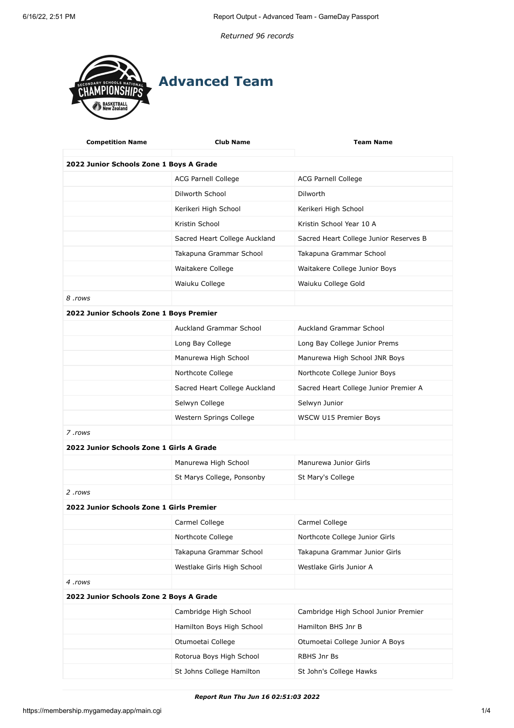*Returned 96 records*

# Advanced Team

| Competition Name | Club Name | Team Name |
|---|---|---|
| **2022 Junior Schools Zone 1 Boys A Grade** | | |
| | ACG Parnell College | ACG Parnell College |
| | Dilworth School | Dilworth |
| | Kerikeri High School | Kerikeri High School |
| | Kristin School | Kristin School Year 10 A |
| | Sacred Heart College Auckland | Sacred Heart College Junior Reserves B |
| | Takapuna Grammar School | Takapuna Grammar School |
| | Waitakere College | Waitakere College Junior Boys |
| | Waiuku College | Waiuku College Gold |
| *8 .rows* | | |
| **2022 Junior Schools Zone 1 Boys Premier** | | |
| | Auckland Grammar School | Auckland Grammar School |
| | Long Bay College | Long Bay College Junior Prems |
| | Manurewa High School | Manurewa High School JNR Boys |
| | Northcote College | Northcote College Junior Boys |
| | Sacred Heart College Auckland | Sacred Heart College Junior Premier A |
| | Selwyn College | Selwyn Junior |
| | Western Springs College | WSCW U15 Premier Boys |
| *7 .rows* | | |
| **2022 Junior Schools Zone 1 Girls A Grade** | | |
| | Manurewa High School | Manurewa Junior Girls |
| | St Marys College, Ponsonby | St Mary's College |
| *2 .rows* | | |
| **2022 Junior Schools Zone 1 Girls Premier** | | |
| | Carmel College | Carmel College |
| | Northcote College | Northcote College Junior Girls |
| | Takapuna Grammar School | Takapuna Grammar Junior Girls |
| | Westlake Girls High School | Westlake Girls Junior A |
| *4 .rows* | | |
| **2022 Junior Schools Zone 2 Boys A Grade** | | |
| | Cambridge High School | Cambridge High School Junior Premier |
| | Hamilton Boys High School | Hamilton BHS Jnr B |
| | Otumoetai College | Otumoetai College Junior A Boys |
| | Rotorua Boys High School | RBHS Jnr Bs |
| | St Johns College Hamilton | St John's College Hawks |

***Report Run Thu Jun 16 02:51:03 2022***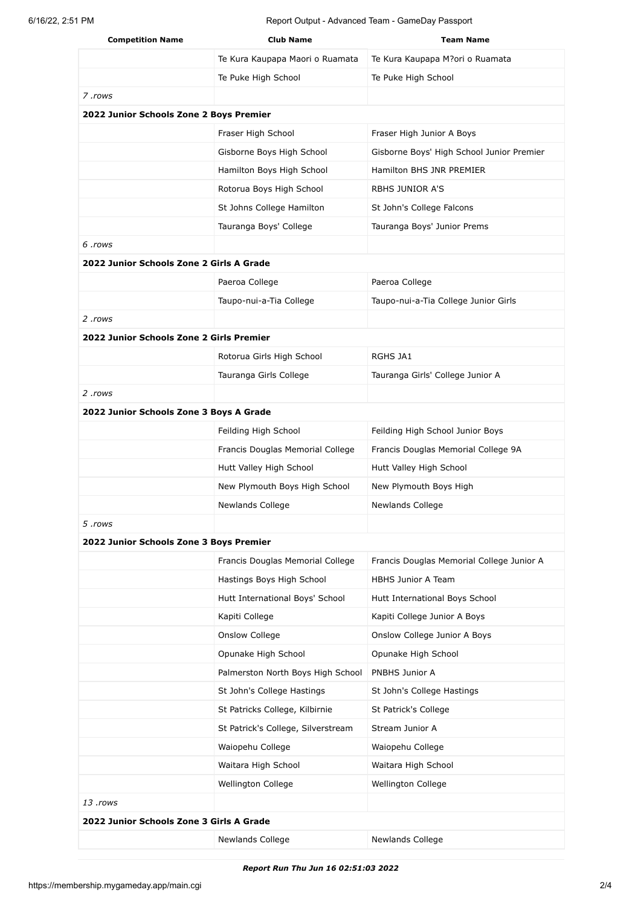| Competition Name | Club Name | Team Name |
|---|---|---|
| | Te Kura Kaupapa Maori o Ruamata | Te Kura Kaupapa M?ori o Ruamata |
| | Te Puke High School | Te Puke High School |
| *7 .rows* | | |
| **2022 Junior Schools Zone 2 Boys Premier** | | |
| | Fraser High School | Fraser High Junior A Boys |
| | Gisborne Boys High School | Gisborne Boys' High School Junior Premier |
| | Hamilton Boys High School | Hamilton BHS JNR PREMIER |
| | Rotorua Boys High School | RBHS JUNIOR A'S |
| | St Johns College Hamilton | St John's College Falcons |
| | Tauranga Boys' College | Tauranga Boys' Junior Prems |
| *6 .rows* | | |
| **2022 Junior Schools Zone 2 Girls A Grade** | | |
| | Paeroa College | Paeroa College |
| | Taupo-nui-a-Tia College | Taupo-nui-a-Tia College Junior Girls |
| *2 .rows* | | |
| **2022 Junior Schools Zone 2 Girls Premier** | | |
| | Rotorua Girls High School | RGHS JA1 |
| | Tauranga Girls College | Tauranga Girls' College Junior A |
| *2 .rows* | | |
| **2022 Junior Schools Zone 3 Boys A Grade** | | |
| | Feilding High School | Feilding High School Junior Boys |
| | Francis Douglas Memorial College | Francis Douglas Memorial College 9A |
| | Hutt Valley High School | Hutt Valley High School |
| | New Plymouth Boys High School | New Plymouth Boys High |
| | Newlands College | Newlands College |
| *5 .rows* | | |
| **2022 Junior Schools Zone 3 Boys Premier** | | |
| | Francis Douglas Memorial College | Francis Douglas Memorial College Junior A |
| | Hastings Boys High School | HBHS Junior A Team |
| | Hutt International Boys' School | Hutt International Boys School |
| | Kapiti College | Kapiti College Junior A Boys |
| | Onslow College | Onslow College Junior A Boys |
| | Opunake High School | Opunake High School |
| | Palmerston North Boys High School | PNBHS Junior A |
| | St John's College Hastings | St John's College Hastings |
| | St Patricks College, Kilbirnie | St Patrick's College |
| | St Patrick's College, Silverstream | Stream Junior A |
| | Waiopehu College | Waiopehu College |
| | Waitara High School | Waitara High School |
| | Wellington College | Wellington College |
| *13 .rows* | | |
| **2022 Junior Schools Zone 3 Girls A Grade** | | |
| | Newlands College | Newlands College |

***Report Run Thu Jun 16 02:51:03 2022***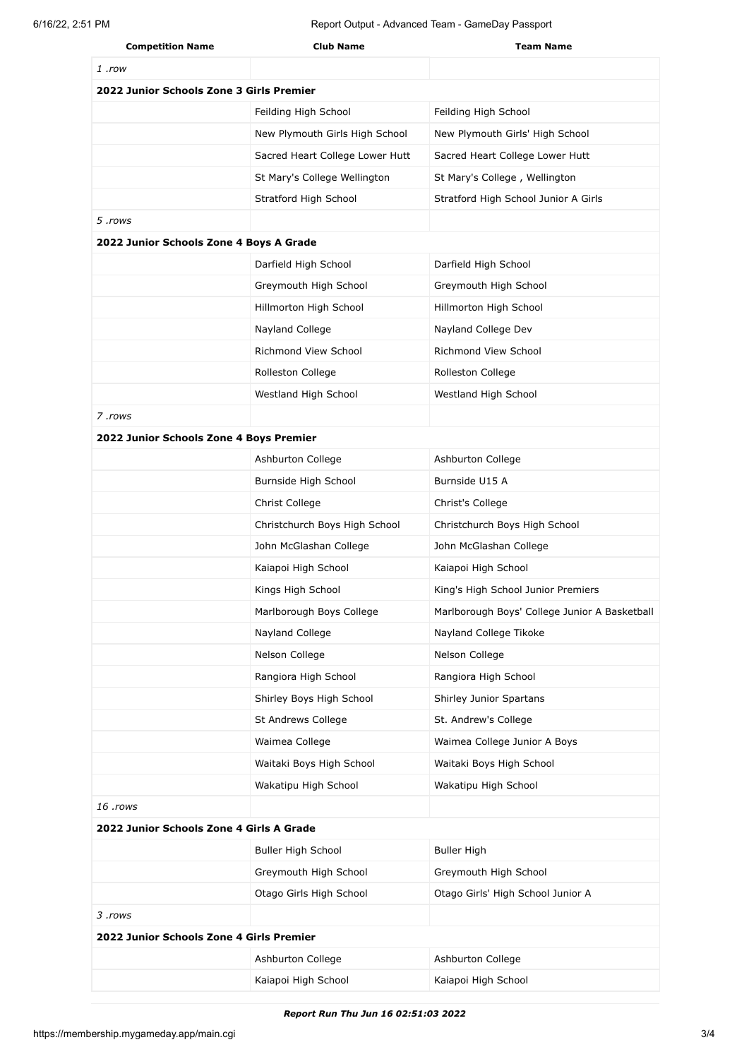| Competition Name | Club Name | Team Name |
|---|---|---|
| 1 .row | | |
| **2022 Junior Schools Zone 3 Girls Premier** | | |
| | Feilding High School | Feilding High School |
| | New Plymouth Girls High School | New Plymouth Girls' High School |
| | Sacred Heart College Lower Hutt | Sacred Heart College Lower Hutt |
| | St Mary's College Wellington | St Mary's College , Wellington |
| | Stratford High School | Stratford High School Junior A Girls |
| 5 .rows | | |
| **2022 Junior Schools Zone 4 Boys A Grade** | | |
| | Darfield High School | Darfield High School |
| | Greymouth High School | Greymouth High School |
| | Hillmorton High School | Hillmorton High School |
| | Nayland College | Nayland College Dev |
| | Richmond View School | Richmond View School |
| | Rolleston College | Rolleston College |
| | Westland High School | Westland High School |
| 7 .rows | | |
| **2022 Junior Schools Zone 4 Boys Premier** | | |
| | Ashburton College | Ashburton College |
| | Burnside High School | Burnside U15 A |
| | Christ College | Christ's College |
| | Christchurch Boys High School | Christchurch Boys High School |
| | John McGlashan College | John McGlashan College |
| | Kaiapoi High School | Kaiapoi High School |
| | Kings High School | King's High School Junior Premiers |
| | Marlborough Boys College | Marlborough Boys' College Junior A Basketball |
| | Nayland College | Nayland College Tikoke |
| | Nelson College | Nelson College |
| | Rangiora High School | Rangiora High School |
| | Shirley Boys High School | Shirley Junior Spartans |
| | St Andrews College | St. Andrew's College |
| | Waimea College | Waimea College Junior A Boys |
| | Waitaki Boys High School | Waitaki Boys High School |
| | Wakatipu High School | Wakatipu High School |
| 16 .rows | | |
| **2022 Junior Schools Zone 4 Girls A Grade** | | |
| | Buller High School | Buller High |
| | Greymouth High School | Greymouth High School |
| | Otago Girls High School | Otago Girls' High School Junior A |
| 3 .rows | | |
| **2022 Junior Schools Zone 4 Girls Premier** | | |
| | Ashburton College | Ashburton College |
| | Kaiapoi High School | Kaiapoi High School |

***Report Run Thu Jun 16 02:51:03 2022***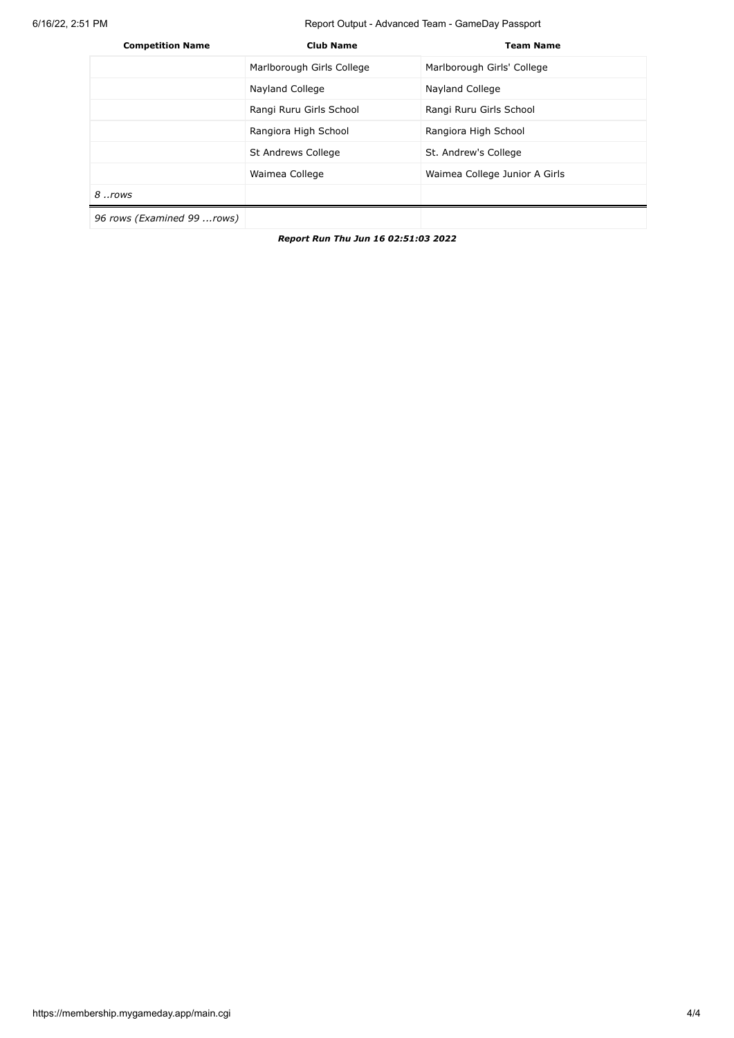| Competition Name | Club Name | Team Name |
|---|---|---|
| | Marlborough Girls College | Marlborough Girls' College |
| | Nayland College | Nayland College |
| | Rangi Ruru Girls School | Rangi Ruru Girls School |
| | Rangiora High School | Rangiora High School |
| | St Andrews College | St. Andrew's College |
| | Waimea College | Waimea College Junior A Girls |
| *8 ..rows* | | |
| *96 rows (Examined 99 ...rows)* | | |

***Report Run Thu Jun 16 02:51:03 2022***